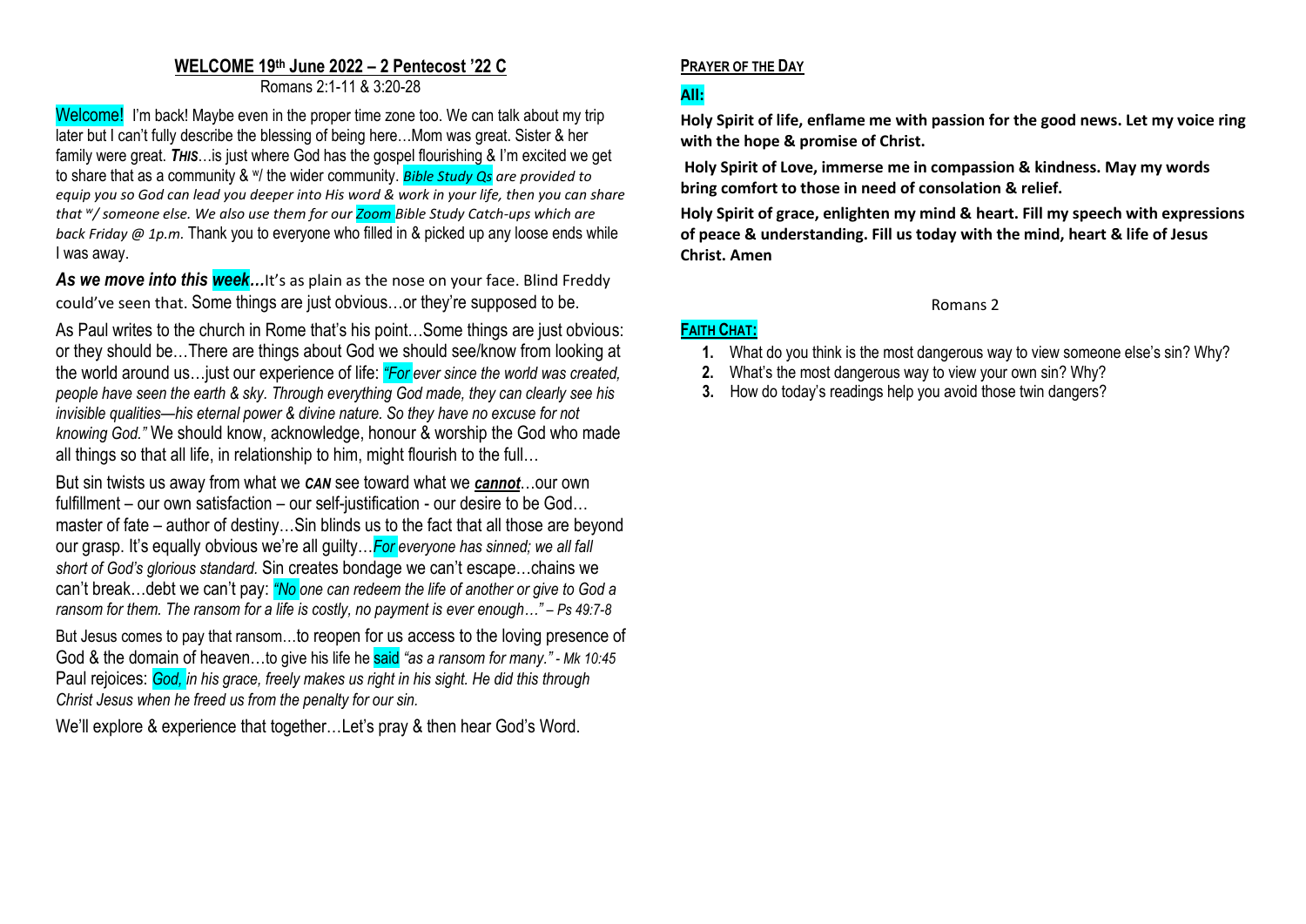## WELCOME 19th June 2022 – 2 Pentecost '22 C

Romans 2:1-11 & 3:20-28

Welcome! I'm back! Maybe even in the proper time zone too. We can talk about my trip later but I can't fully describe the blessing of being here…Mom was great. Sister & her family were great. ***THIS***…is just where God has the gospel flourishing & I'm excited we get to share that as a community & w/ the wider community. *Bible Study Qs are provided to equip you so God can lead you deeper into His word & work in your life, then you can share that w/ someone else. We also use them for our Zoom Bible Study Catch-ups which are back Friday @ 1p.m.* Thank you to everyone who filled in & picked up any loose ends while I was away.

***As we move into this week…*** It's as plain as the nose on your face. Blind Freddy could've seen that. Some things are just obvious…or they're supposed to be.

As Paul writes to the church in Rome that's his point…Some things are just obvious: or they should be…There are things about God we should see/know from looking at the world around us…just our experience of life: *"For ever since the world was created, people have seen the earth & sky. Through everything God made, they can clearly see his invisible qualities—his eternal power & divine nature. So they have no excuse for not knowing God."* We should know, acknowledge, honour & worship the God who made all things so that all life, in relationship to him, might flourish to the full…

But sin twists us away from what we ***CAN*** see toward what we ***cannot***…our own fulfillment – our own satisfaction – our self-justification - our desire to be God… master of fate – author of destiny…Sin blinds us to the fact that all those are beyond our grasp. It's equally obvious we're all guilty…*For everyone has sinned; we all fall short of God's glorious standard.* Sin creates bondage we can't escape…chains we can't break…debt we can't pay: *"No one can redeem the life of another or give to God a ransom for them. The ransom for a life is costly, no payment is ever enough…" – Ps 49:7-8*

But Jesus comes to pay that ransom…to reopen for us access to the loving presence of God & the domain of heaven…to give his life he said *"as a ransom for many." - Mk 10:45* Paul rejoices: *God, in his grace, freely makes us right in his sight. He did this through Christ Jesus when he freed us from the penalty for our sin.*

We'll explore & experience that together…Let's pray & then hear God's Word.

### PRAYER OF THE DAY

**All:**

**Holy Spirit of life, enflame me with passion for the good news. Let my voice ring with the hope & promise of Christ.**

**Holy Spirit of Love, immerse me in compassion & kindness. May my words bring comfort to those in need of consolation & relief.**

**Holy Spirit of grace, enlighten my mind & heart. Fill my speech with expressions of peace & understanding. Fill us today with the mind, heart & life of Jesus Christ. Amen**

Romans 2

### FAITH CHAT:

1. What do you think is the most dangerous way to view someone else's sin? Why?
2. What's the most dangerous way to view your own sin? Why?
3. How do today's readings help you avoid those twin dangers?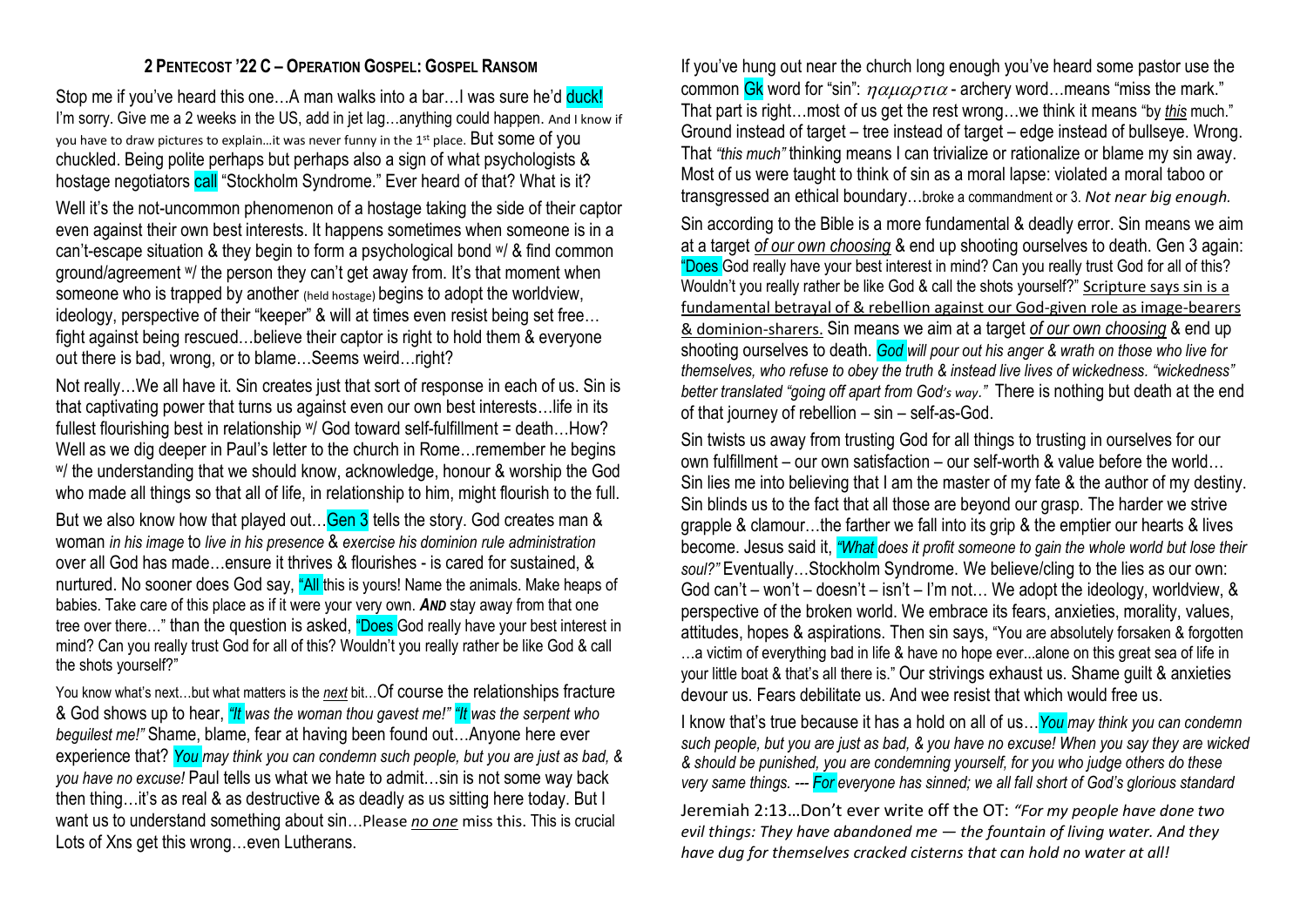## 2 PENTECOST '22 C – OPERATION GOSPEL: GOSPEL RANSOM

Stop me if you've heard this one…A man walks into a bar…I was sure he'd duck! I'm sorry. Give me a 2 weeks in the US, add in jet lag…anything could happen. And I know if you have to draw pictures to explain…it was never funny in the 1st place. But some of you chuckled. Being polite perhaps but perhaps also a sign of what psychologists & hostage negotiators call "Stockholm Syndrome." Ever heard of that? What is it?

Well it's the not-uncommon phenomenon of a hostage taking the side of their captor even against their own best interests. It happens sometimes when someone is in a can't-escape situation & they begin to form a psychological bond w/ & find common ground/agreement w/ the person they can't get away from. It's that moment when someone who is trapped by another (held hostage) begins to adopt the worldview, ideology, perspective of their "keeper" & will at times even resist being set free…fight against being rescued…believe their captor is right to hold them & everyone out there is bad, wrong, or to blame…Seems weird…right?

Not really…We all have it. Sin creates just that sort of response in each of us. Sin is that captivating power that turns us against even our own best interests…life in its fullest flourishing best in relationship w/ God toward self-fulfillment = death…How? Well as we dig deeper in Paul's letter to the church in Rome…remember he begins w/ the understanding that we should know, acknowledge, honour & worship the God who made all things so that all of life, in relationship to him, might flourish to the full.

But we also know how that played out…Gen 3 tells the story. God creates man & woman *in his image* to *live in his presence* & *exercise his dominion rule administration* over all God has made…ensure it thrives & flourishes - is cared for sustained, & nurtured. No sooner does God say, "All this is yours! Name the animals. Make heaps of babies. Take care of this place as if it were your very own. ***AND*** stay away from that one tree over there…" than the question is asked, "Does God really have your best interest in mind? Can you really trust God for all of this? Wouldn't you really rather be like God & call the shots yourself?"

You know what's next…but what matters is the *next* bit…Of course the relationships fracture & God shows up to hear, *"It was the woman thou gavest me!" "It was the serpent who beguilest me!"* Shame, blame, fear at having been found out…Anyone here ever experience that? *You may think you can condemn such people, but you are just as bad, & you have no excuse!* Paul tells us what we hate to admit…sin is not some way back then thing…it's as real & as destructive & as deadly as us sitting here today. But I want us to understand something about sin…Please *no one* miss this. This is crucial Lots of Xns get this wrong…even Lutherans.

If you've hung out near the church long enough you've heard some pastor use the common Gk word for "sin": $\eta\alpha\mu\alpha\rho\tau\iota\alpha$ - archery word…means "miss the mark." That part is right…most of us get the rest wrong…we think it means "by *this* much." Ground instead of target – tree instead of target – edge instead of bullseye. Wrong. That *"this much"* thinking means I can trivialize or rationalize or blame my sin away. Most of us were taught to think of sin as a moral lapse: violated a moral taboo or transgressed an ethical boundary…broke a commandment or 3. *Not near big enough.*

Sin according to the Bible is a more fundamental & deadly error. Sin means we aim at a target *of our own choosing* & end up shooting ourselves to death. Gen 3 again: "Does God really have your best interest in mind? Can you really trust God for all of this? Wouldn't you really rather be like God & call the shots yourself?" Scripture says sin is a fundamental betrayal of & rebellion against our God-given role as image-bearers & dominion-sharers. Sin means we aim at a target *of our own choosing* & end up shooting ourselves to death. *God will pour out his anger & wrath on those who live for themselves, who refuse to obey the truth & instead live lives of wickedness. "wickedness" better translated "going off apart from God's way."* There is nothing but death at the end of that journey of rebellion – sin – self-as-God.

Sin twists us away from trusting God for all things to trusting in ourselves for our own fulfillment – our own satisfaction – our self-worth & value before the world… Sin lies me into believing that I am the master of my fate & the author of my destiny. Sin blinds us to the fact that all those are beyond our grasp. The harder we strive grapple & clamour…the farther we fall into its grip & the emptier our hearts & lives become. Jesus said it, *"What does it profit someone to gain the whole world but lose their soul?"* Eventually…Stockholm Syndrome. We believe/cling to the lies as our own: God can't – won't – doesn't – isn't – I'm not… We adopt the ideology, worldview, & perspective of the broken world. We embrace its fears, anxieties, morality, values, attitudes, hopes & aspirations. Then sin says, "You are absolutely forsaken & forgotten …a victim of everything bad in life & have no hope ever...alone on this great sea of life in your little boat & that's all there is." Our strivings exhaust us. Shame guilt & anxieties devour us. Fears debilitate us. And wee resist that which would free us.

I know that's true because it has a hold on all of us…*You may think you can condemn such people, but you are just as bad, & you have no excuse! When you say they are wicked & should be punished, you are condemning yourself, for you who judge others do these very same things. --- For everyone has sinned; we all fall short of God's glorious standard*

Jeremiah 2:13…Don't ever write off the OT: *"For my people have done two evil things: They have abandoned me — the fountain of living water. And they have dug for themselves cracked cisterns that can hold no water at all!*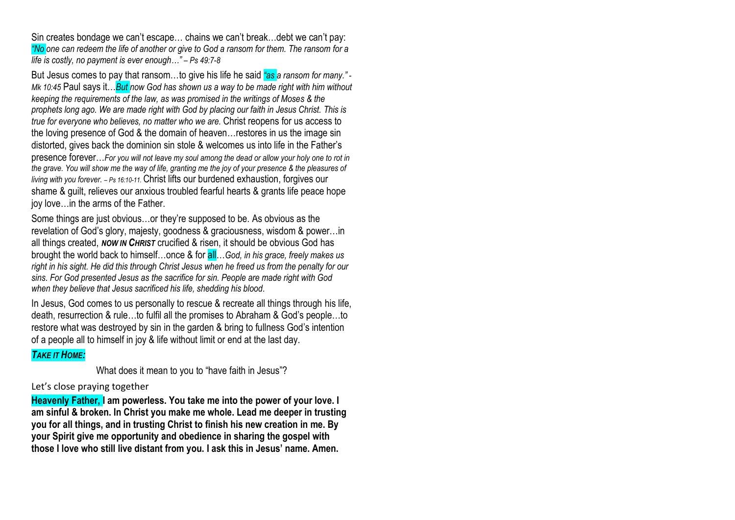Sin creates bondage we can't escape… chains we can't break…debt we can't pay: *"No one can redeem the life of another or give to God a ransom for them. The ransom for a life is costly, no payment is ever enough…" – Ps 49:7-8*

But Jesus comes to pay that ransom…to give his life he said *"as a ransom for many." - Mk 10:45* Paul says it…*But now God has shown us a way to be made right with him without keeping the requirements of the law, as was promised in the writings of Moses & the prophets long ago. We are made right with God by placing our faith in Jesus Christ. This is true for everyone who believes, no matter who we are.* Christ reopens for us access to the loving presence of God & the domain of heaven…restores in us the image sin distorted, gives back the dominion sin stole & welcomes us into life in the Father's presence forever…*For you will not leave my soul among the dead or allow your holy one to rot in the grave. You will show me the way of life, granting me the joy of your presence & the pleasures of living with you forever. – Ps 16:10-11.* Christ lifts our burdened exhaustion, forgives our shame & guilt, relieves our anxious troubled fearful hearts & grants life peace hope joy love…in the arms of the Father.

Some things are just obvious…or they're supposed to be. As obvious as the revelation of God's glory, majesty, goodness & graciousness, wisdom & power…in all things created, ***NOW IN CHRIST*** crucified & risen, it should be obvious God has brought the world back to himself…once & for all…*God, in his grace, freely makes us right in his sight. He did this through Christ Jesus when he freed us from the penalty for our sins. For God presented Jesus as the sacrifice for sin. People are made right with God when they believe that Jesus sacrificed his life, shedding his blood.*

In Jesus, God comes to us personally to rescue & recreate all things through his life, death, resurrection & rule…to fulfil all the promises to Abraham & God's people…to restore what was destroyed by sin in the garden & bring to fullness God's intention of a people all to himself in joy & life without limit or end at the last day.

***TAKE IT HOME:***

What does it mean to you to "have faith in Jesus"?

Let's close praying together

**Heavenly Father, I am powerless. You take me into the power of your love. I am sinful & broken. In Christ you make me whole. Lead me deeper in trusting you for all things, and in trusting Christ to finish his new creation in me. By your Spirit give me opportunity and obedience in sharing the gospel with those I love who still live distant from you. I ask this in Jesus' name. Amen.**